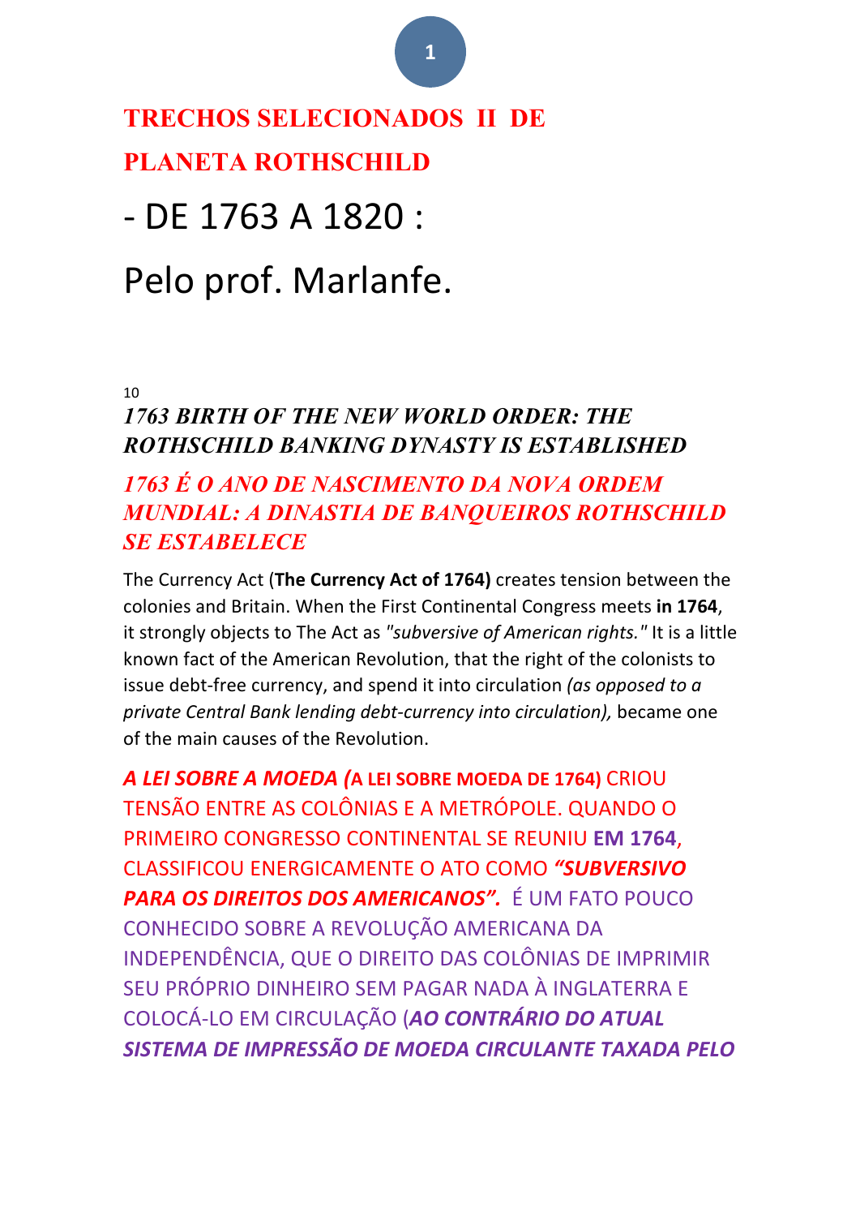# TRECHOS SELECIONADOS II DE PLANETA ROTHSCHILD

# - DE 1763 A 1820 :

# Pelo prof. Marlanfe.

10

### *1763 BIRTH OF THE NEW WORLD ORDER: THE ROTHSCHILD BANKING DYNASTY IS ESTABLISHED*

### *1763 É O ANO DE NASCIMENTO DA NOVA ORDEM MUNDIAL: A DINASTIA DE BANQUEIROS ROTHSCHILD SE ESTABELECE*

The Currency Act (**The Currency Act of 1764)** creates tension between the colonies and Britain. When the First Continental Congress meets **in 1764**, it strongly objects to The Act as *"subversive of American rights."* It is a little known fact of the American Revolution, that the right of the colonists to issue debt-free currency, and spend it into circulation *(as opposed to a private Central Bank lending debt-currency into circulation),* became one of the main causes of the Revolution.

***A LEI SOBRE A MOEDA (*A LEI SOBRE MOEDA DE 1764)** CRIOU TENSÃO ENTRE AS COLÔNIAS E A METRÓPOLE. QUANDO O PRIMEIRO CONGRESSO CONTINENTAL SE REUNIU **EM 1764**, CLASSIFICOU ENERGICAMENTE O ATO COMO ***"SUBVERSIVO PARA OS DIREITOS DOS AMERICANOS".*** É UM FATO POUCO CONHECIDO SOBRE A REVOLUÇÃO AMERICANA DA INDEPENDÊNCIA, QUE O DIREITO DAS COLÔNIAS DE IMPRIMIR SEU PRÓPRIO DINHEIRO SEM PAGAR NADA À INGLATERRA E COLOCÁ-LO EM CIRCULAÇÃO (***AO CONTRÁRIO DO ATUAL SISTEMA DE IMPRESSÃO DE MOEDA CIRCULANTE TAXADA PELO***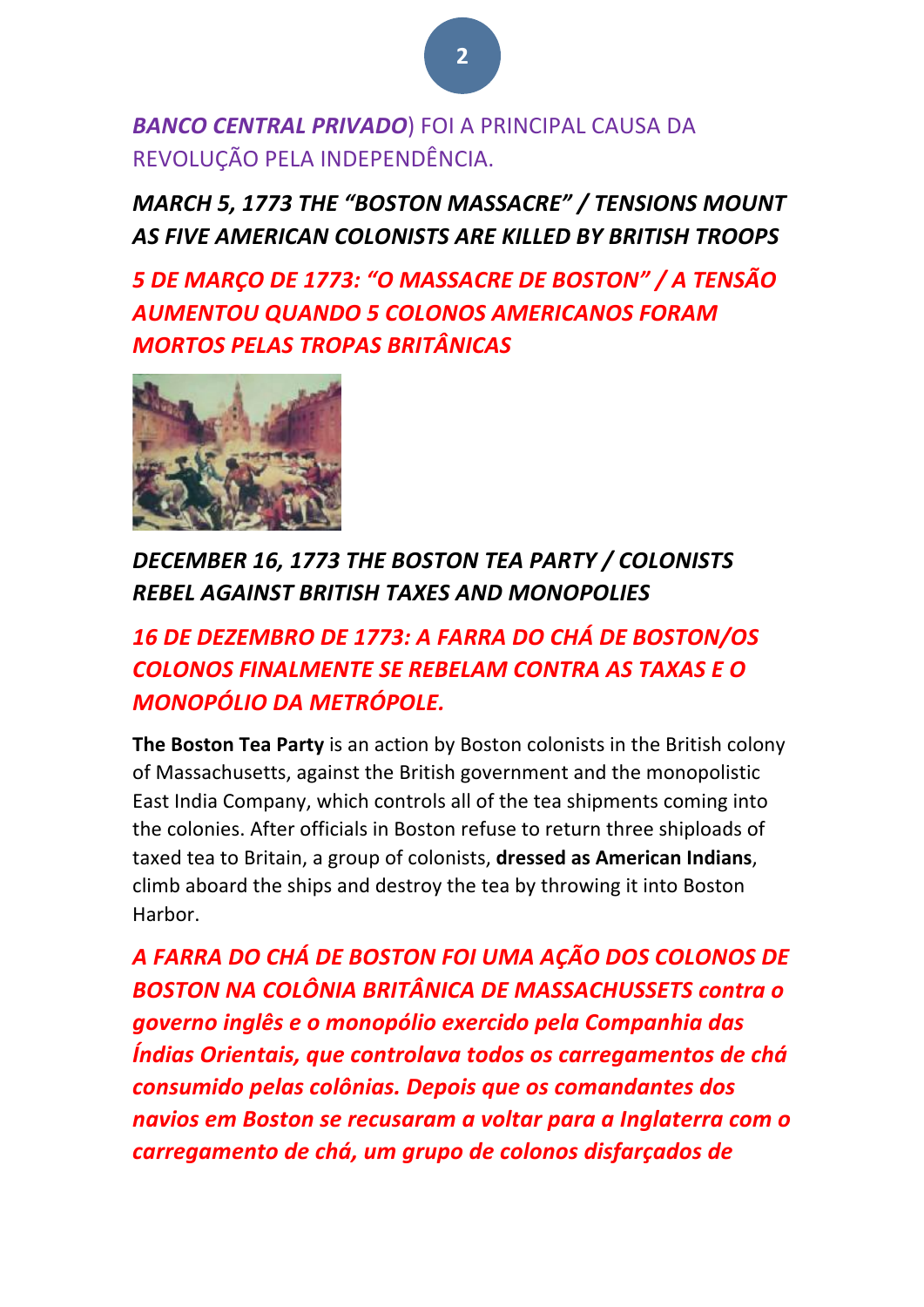***BANCO CENTRAL PRIVADO***) FOI A PRINCIPAL CAUSA DA REVOLUÇÃO PELA INDEPENDÊNCIA.

***MARCH 5, 1773 THE "BOSTON MASSACRE" / TENSIONS MOUNT AS FIVE AMERICAN COLONISTS ARE KILLED BY BRITISH TROOPS***

***5 DE MARÇO DE 1773: "O MASSACRE DE BOSTON" / A TENSÃO AUMENTOU QUANDO 5 COLONOS AMERICANOS FORAM MORTOS PELAS TROPAS BRITÂNICAS***

***DECEMBER 16, 1773 THE BOSTON TEA PARTY / COLONISTS REBEL AGAINST BRITISH TAXES AND MONOPOLIES***

***16 DE DEZEMBRO DE 1773: A FARRA DO CHÁ DE BOSTON/OS COLONOS FINALMENTE SE REBELAM CONTRA AS TAXAS E O MONOPÓLIO DA METRÓPOLE.***

**The Boston Tea Party** is an action by Boston colonists in the British colony of Massachusetts, against the British government and the monopolistic East India Company, which controls all of the tea shipments coming into the colonies. After officials in Boston refuse to return three shiploads of taxed tea to Britain, a group of colonists, **dressed as American Indians**, climb aboard the ships and destroy the tea by throwing it into Boston Harbor.

***A FARRA DO CHÁ DE BOSTON FOI UMA AÇÃO DOS COLONOS DE BOSTON NA COLÔNIA BRITÂNICA DE MASSACHUSSETS contra o governo inglês e o monopólio exercido pela Companhia das Índias Orientais, que controlava todos os carregamentos de chá consumido pelas colônias. Depois que os comandantes dos navios em Boston se recusaram a voltar para a Inglaterra com o carregamento de chá, um grupo de colonos disfarçados de***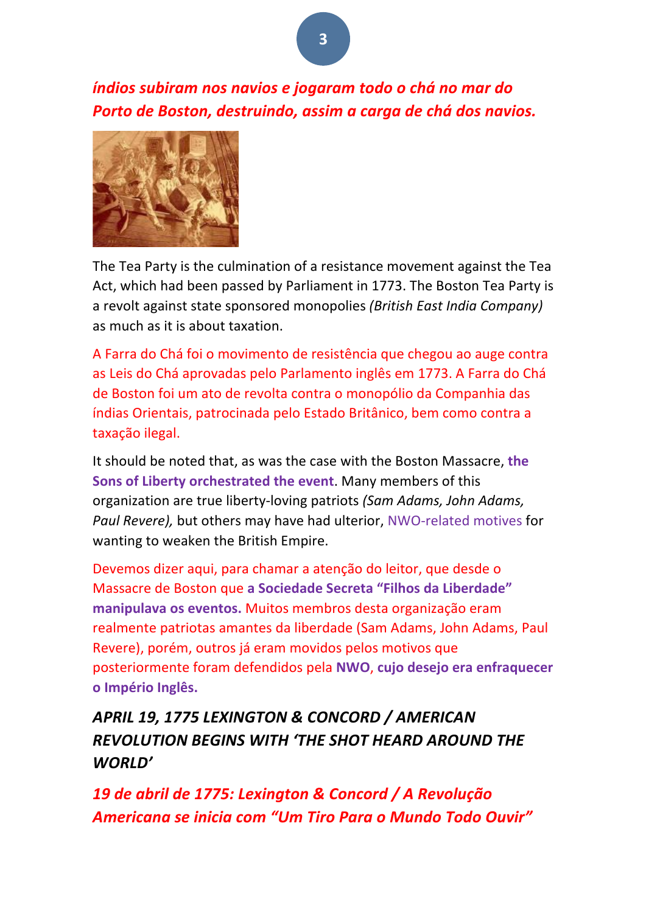***índios subiram nos navios e jogaram todo o chá no mar do Porto de Boston, destruindo, assim a carga de chá dos navios.***

The Tea Party is the culmination of a resistance movement against the Tea Act, which had been passed by Parliament in 1773. The Boston Tea Party is a revolt against state sponsored monopolies *(British East India Company)* as much as it is about taxation.

A Farra do Chá foi o movimento de resistência que chegou ao auge contra as Leis do Chá aprovadas pelo Parlamento inglês em 1773. A Farra do Chá de Boston foi um ato de revolta contra o monopólio da Companhia das índias Orientais, patrocinada pelo Estado Britânico, bem como contra a taxação ilegal.

It should be noted that, as was the case with the Boston Massacre, **the Sons of Liberty orchestrated the event**. Many members of this organization are true liberty-loving patriots *(Sam Adams, John Adams, Paul Revere),* but others may have had ulterior, NWO-related motives for wanting to weaken the British Empire.

Devemos dizer aqui, para chamar a atenção do leitor, que desde o Massacre de Boston que **a Sociedade Secreta "Filhos da Liberdade" manipulava os eventos.** Muitos membros desta organização eram realmente patriotas amantes da liberdade (Sam Adams, John Adams, Paul Revere), porém, outros já eram movidos pelos motivos que posteriormente foram defendidos pela **NWO**, **cujo desejo era enfraquecer o Império Inglês.**

### *APRIL 19, 1775 LEXINGTON & CONCORD / AMERICAN REVOLUTION BEGINS WITH 'THE SHOT HEARD AROUND THE WORLD'*

### *19 de abril de 1775: Lexington & Concord / A Revolução Americana se inicia com "Um Tiro Para o Mundo Todo Ouvir"*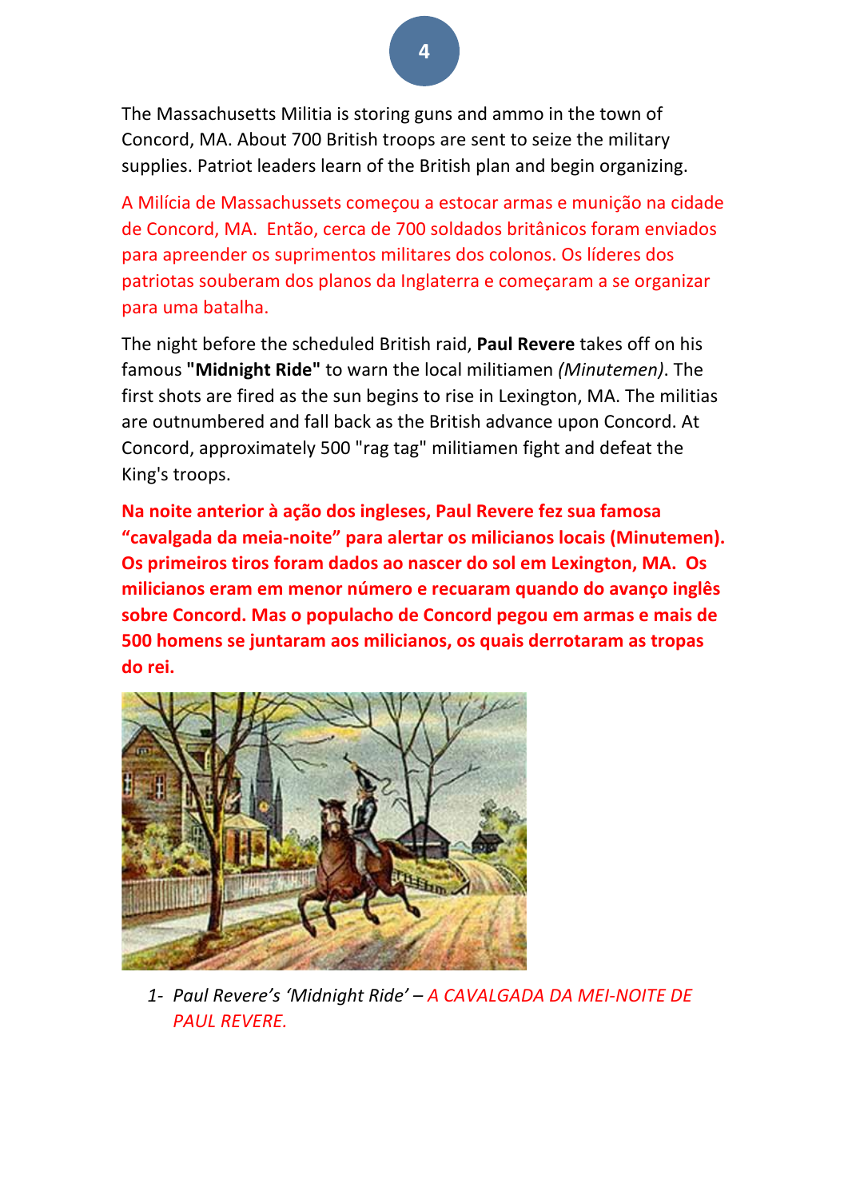The Massachusetts Militia is storing guns and ammo in the town of Concord, MA. About 700 British troops are sent to seize the military supplies. Patriot leaders learn of the British plan and begin organizing.

A Milícia de Massachussets começou a estocar armas e munição na cidade de Concord, MA. Então, cerca de 700 soldados britânicos foram enviados para apreender os suprimentos militares dos colonos. Os líderes dos patriotas souberam dos planos da Inglaterra e começaram a se organizar para uma batalha.

The night before the scheduled British raid, **Paul Revere** takes off on his famous **"Midnight Ride"** to warn the local militiamen *(Minutemen)*. The first shots are fired as the sun begins to rise in Lexington, MA. The militias are outnumbered and fall back as the British advance upon Concord. At Concord, approximately 500 "rag tag" militiamen fight and defeat the King's troops.

**Na noite anterior à ação dos ingleses, Paul Revere fez sua famosa "cavalgada da meia-noite" para alertar os milicianos locais (Minutemen). Os primeiros tiros foram dados ao nascer do sol em Lexington, MA. Os milicianos eram em menor número e recuaram quando do avanço inglês sobre Concord. Mas o populacho de Concord pegou em armas e mais de 500 homens se juntaram aos milicianos, os quais derrotaram as tropas do rei.**

1- *Paul Revere's 'Midnight Ride' – A CAVALGADA DA MEI-NOITE DE PAUL REVERE.*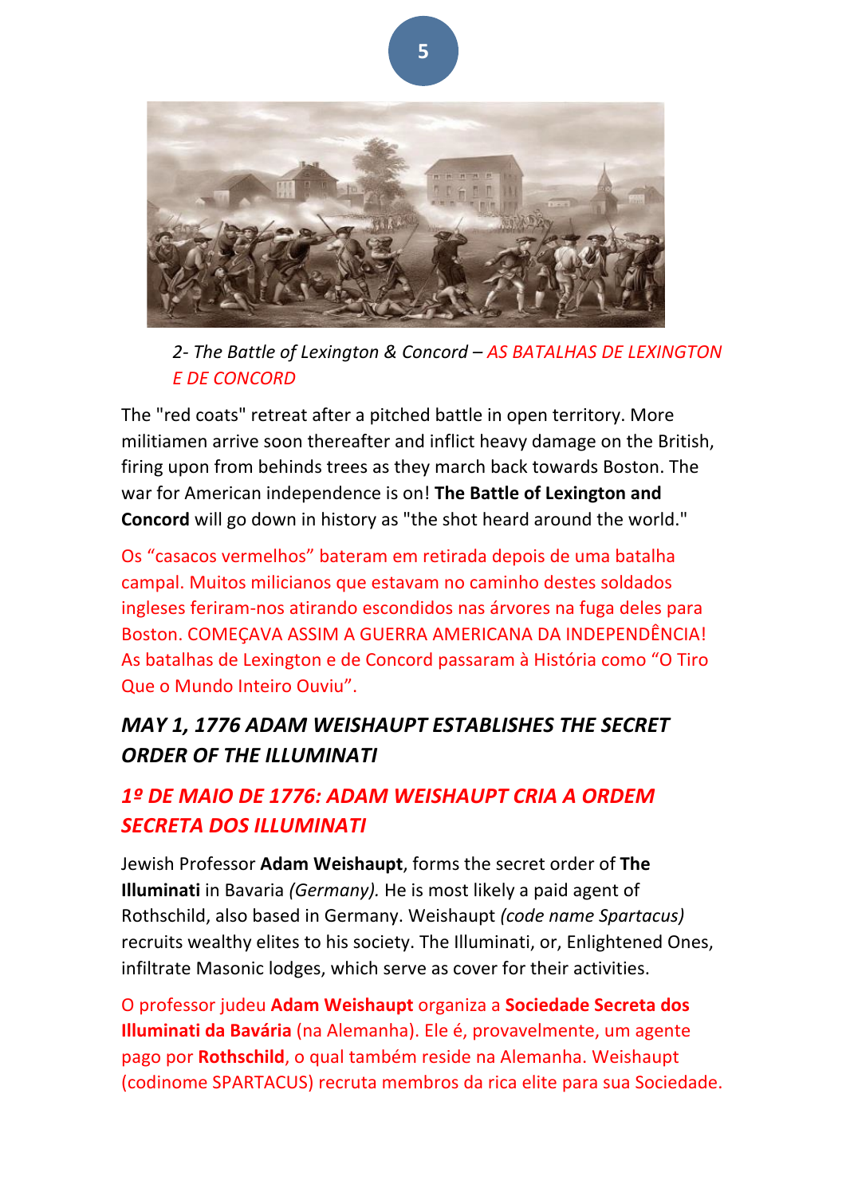*2- The Battle of Lexington & Concord – AS BATALHAS DE LEXINGTON E DE CONCORD*

The "red coats" retreat after a pitched battle in open territory. More militiamen arrive soon thereafter and inflict heavy damage on the British, firing upon from behinds trees as they march back towards Boston. The war for American independence is on! **The Battle of Lexington and Concord** will go down in history as "the shot heard around the world."

Os "casacos vermelhos" bateram em retirada depois de uma batalha campal. Muitos milicianos que estavam no caminho destes soldados ingleses feriram-nos atirando escondidos nas árvores na fuga deles para Boston. COMEÇAVA ASSIM A GUERRA AMERICANA DA INDEPENDÊNCIA! As batalhas de Lexington e de Concord passaram à História como "O Tiro Que o Mundo Inteiro Ouviu".

## *MAY 1, 1776 ADAM WEISHAUPT ESTABLISHES THE SECRET ORDER OF THE ILLUMINATI*

## *1º DE MAIO DE 1776: ADAM WEISHAUPT CRIA A ORDEM SECRETA DOS ILLUMINATI*

Jewish Professor **Adam Weishaupt**, forms the secret order of **The Illuminati** in Bavaria *(Germany).* He is most likely a paid agent of Rothschild, also based in Germany. Weishaupt *(code name Spartacus)* recruits wealthy elites to his society. The Illuminati, or, Enlightened Ones, infiltrate Masonic lodges, which serve as cover for their activities.

O professor judeu **Adam Weishaupt** organiza a **Sociedade Secreta dos Illuminati da Bavária** (na Alemanha). Ele é, provavelmente, um agente pago por **Rothschild**, o qual também reside na Alemanha. Weishaupt (codinome SPARTACUS) recruta membros da rica elite para sua Sociedade.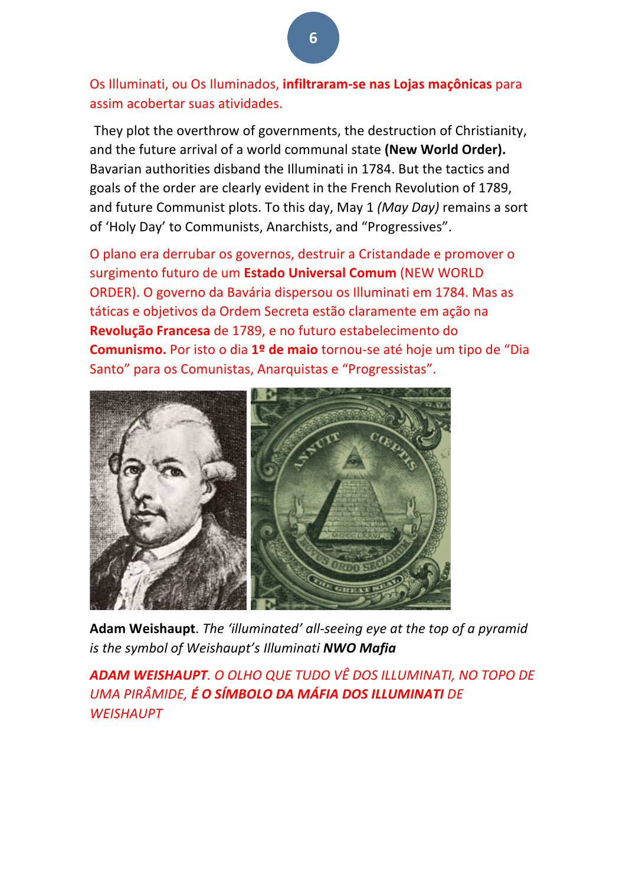Os Illuminati, ou Os Iluminados, **infiltraram-se nas Lojas maçônicas** para assim acobertar suas atividades.

They plot the overthrow of governments, the destruction of Christianity, and the future arrival of a world communal state **(New World Order).** Bavarian authorities disband the Illuminati in 1784. But the tactics and goals of the order are clearly evident in the French Revolution of 1789, and future Communist plots. To this day, May 1 *(May Day)* remains a sort of 'Holy Day' to Communists, Anarchists, and "Progressives".

O plano era derrubar os governos, destruir a Cristandade e promover o surgimento futuro de um **Estado Universal Comum** (NEW WORLD ORDER). O governo da Baviera dispersou os Illuminati em 1784. Mas as táticas e objetivos da Ordem Secreta estão claramente em ação na **Revolução Francesa** de 1789, e no futuro estabelecimento do **Comunismo.** Por isto o dia **1º de maio** tornou-se até hoje um tipo de "Dia Santo" para os Comunistas, Anarquistas e "Progressistas".

**Adam Weishaupt**. *The 'illuminated' all-seeing eye at the top of a pyramid is the symbol of Weishaupt's Illuminati* ***NWO Mafia***

***ADAM WEISHAUPT****. O OLHO QUE TUDO VÊ DOS ILLUMINATI, NO TOPO DE UMA PIRÂMIDE,* ***É O SÍMBOLO DA MÁFIA DOS ILLUMINATI*** *DE WEISHAUPT*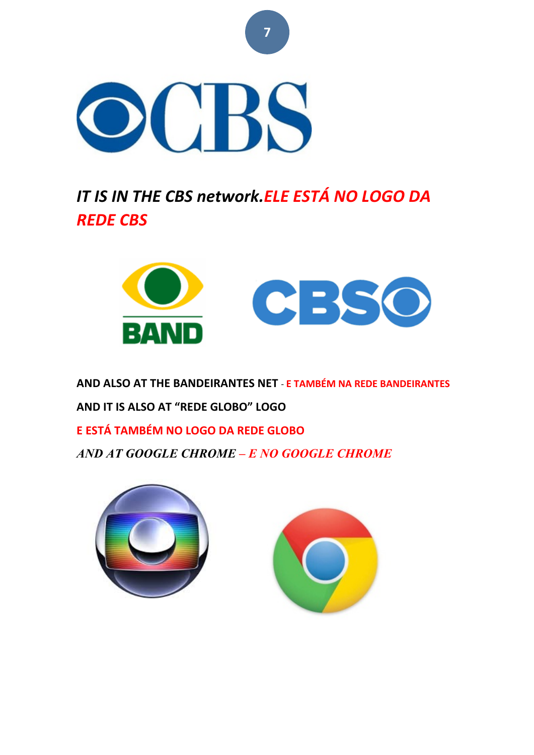*IT IS IN THE CBS network.ELE ESTÁ NO LOGO DA REDE CBS*

**AND ALSO AT THE BANDEIRANTES NET** - **E TAMBÉM NA REDE BANDEIRANTES**

**AND IT IS ALSO AT "REDE GLOBO" LOGO**

**E ESTÁ TAMBÉM NO LOGO DA REDE GLOBO**

***AND AT GOOGLE CHROME – E NO GOOGLE CHROME***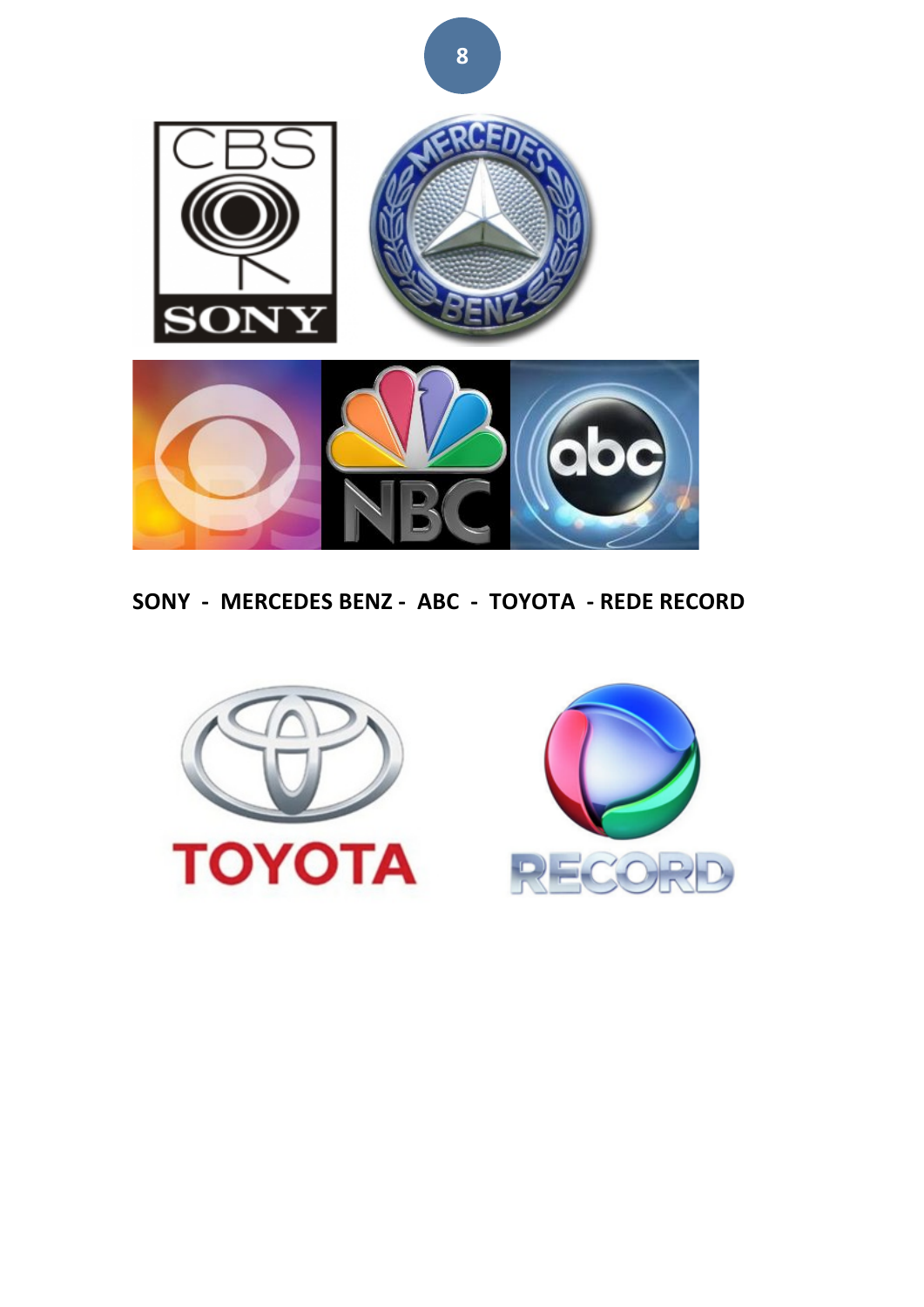**SONY - MERCEDES BENZ - ABC - TOYOTA - REDE RECORD**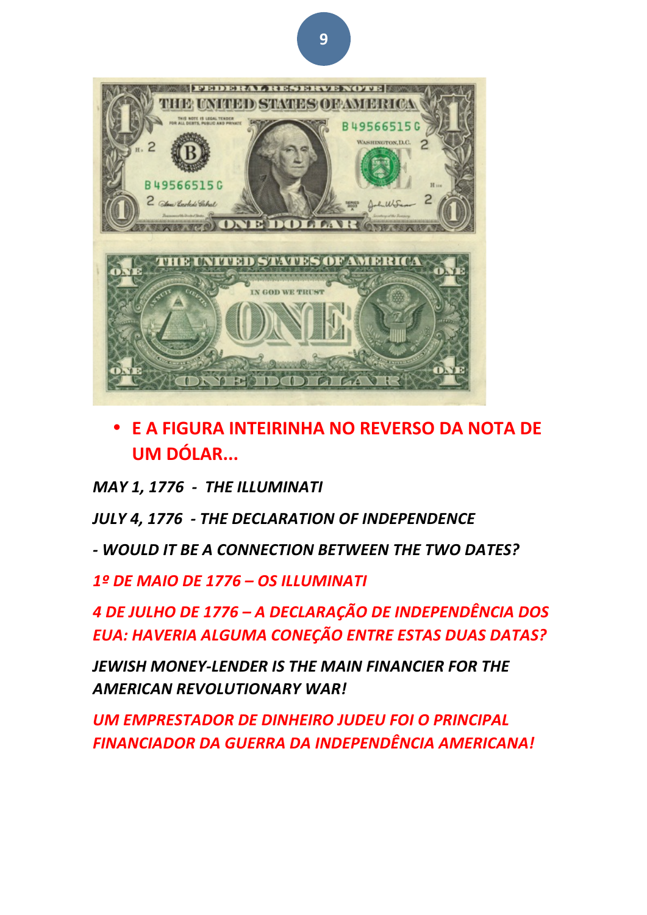- **E A FIGURA INTEIRINHA NO REVERSO DA NOTA DE UM DÓLAR...**

***MAY 1, 1776 - THE ILLUMINATI***

***JULY 4, 1776 - THE DECLARATION OF INDEPENDENCE***

***- WOULD IT BE A CONNECTION BETWEEN THE TWO DATES?***

***1º DE MAIO DE 1776 – OS ILLUMINATI***

***4 DE JULHO DE 1776 – A DECLARAÇÃO DE INDEPENDÊNCIA DOS EUA: HAVERIA ALGUMA CONEÇÃO ENTRE ESTAS DUAS DATAS?***

***JEWISH MONEY-LENDER IS THE MAIN FINANCIER FOR THE AMERICAN REVOLUTIONARY WAR!***

***UM EMPRESTADOR DE DINHEIRO JUDEU FOI O PRINCIPAL FINANCIADOR DA GUERRA DA INDEPENDÊNCIA AMERICANA!***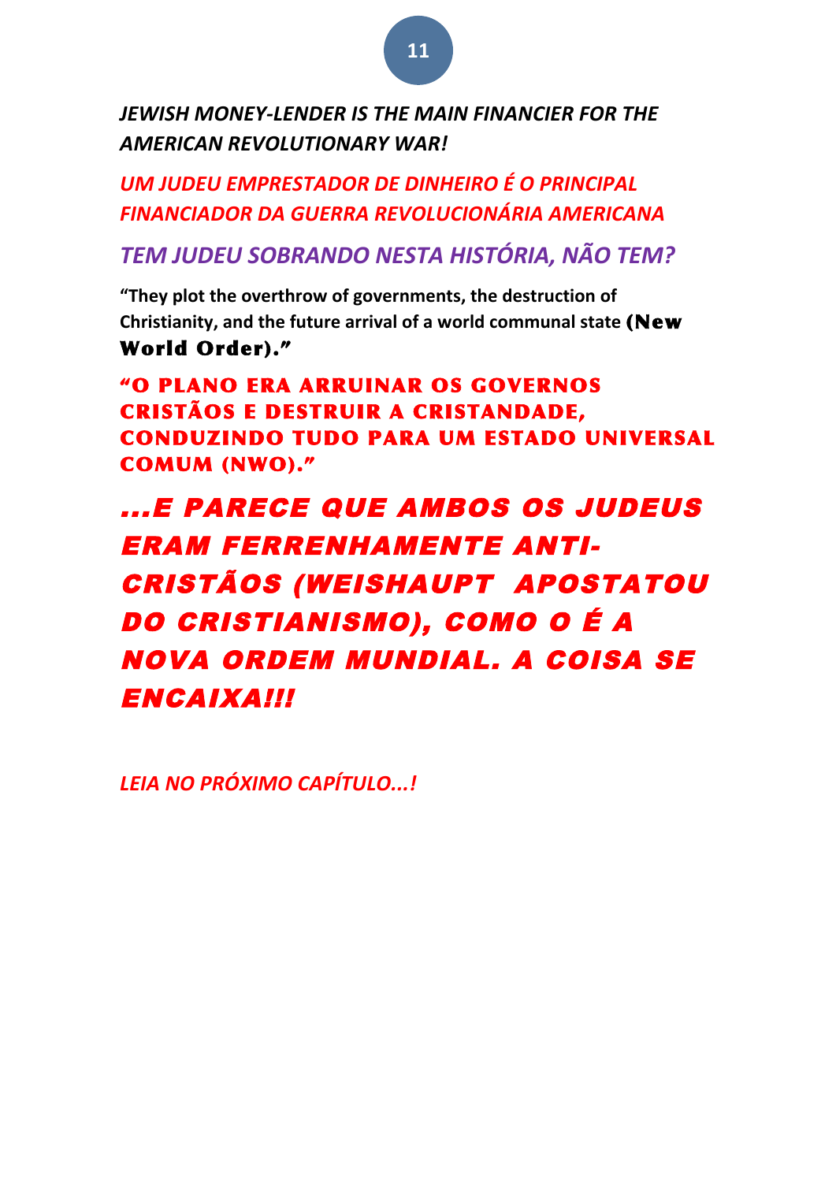***JEWISH MONEY-LENDER IS THE MAIN FINANCIER FOR THE AMERICAN REVOLUTIONARY WAR!***

***UM JUDEU EMPRESTADOR DE DINHEIRO É O PRINCIPAL FINANCIADOR DA GUERRA REVOLUCIONÁRIA AMERICANA***

***TEM JUDEU SOBRANDO NESTA HISTÓRIA, NÃO TEM?***

**"They plot the overthrow of governments, the destruction of Christianity, and the future arrival of a world communal state (New World Order)."**

**"O PLANO ERA ARRUINAR OS GOVERNOS CRISTÃOS E DESTRUIR A CRISTANDADE, CONDUZINDO TUDO PARA UM ESTADO UNIVERSAL COMUM (NWO)."**

***...E PARECE QUE AMBOS OS JUDEUS ERAM FERRENHAMENTE ANTI-CRISTÃOS (WEISHAUPT APOSTATOU DO CRISTIANISMO), COMO O É A NOVA ORDEM MUNDIAL. A COISA SE ENCAIXA!!!***

*LEIA NO PRÓXIMO CAPÍTULO...!*